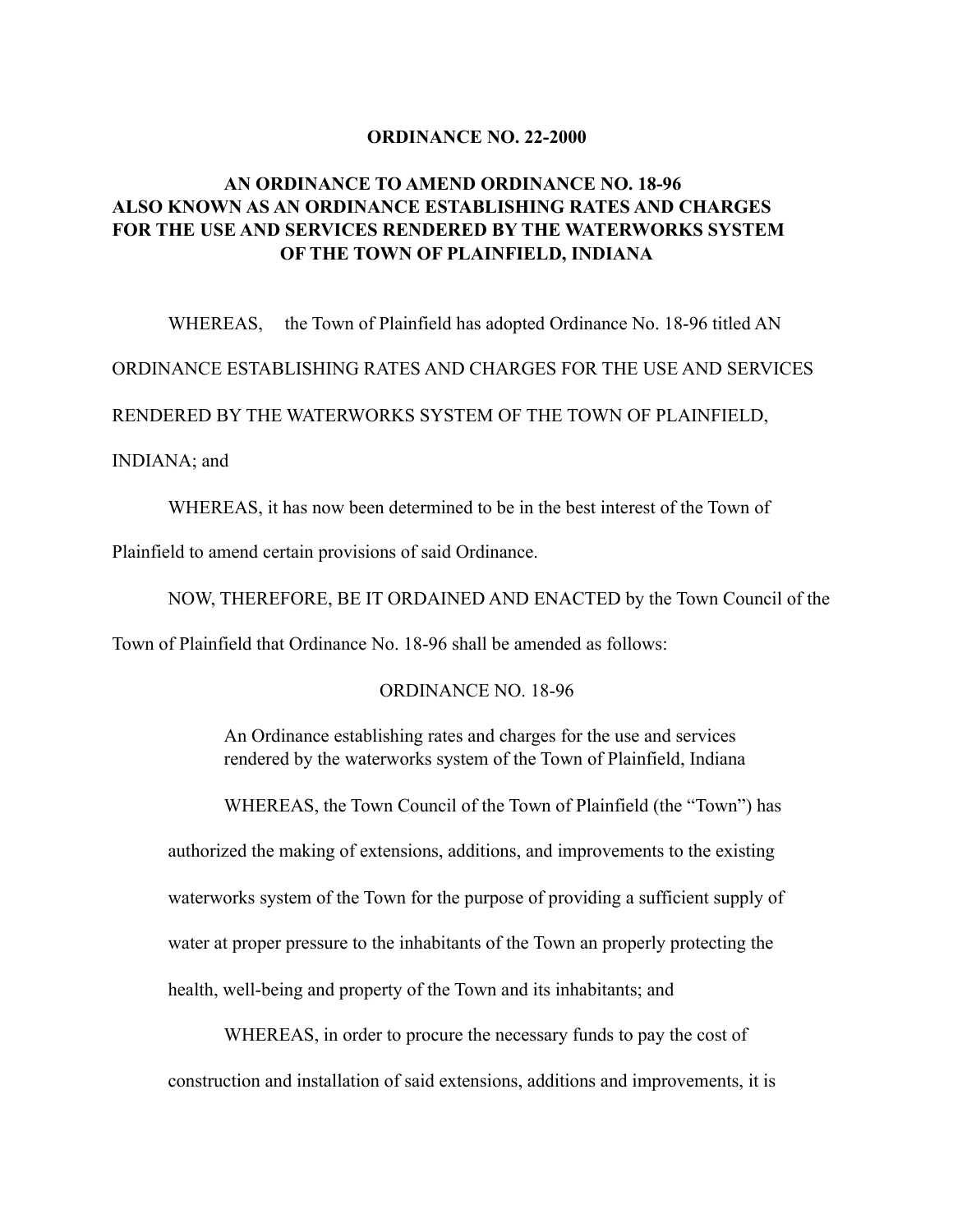# ORDINANCE NO. 22-2000

## AN ORDINANCE TO AMEND ORDINANCE NO. 18-96 ALSO KNOWN AS AN ORDINANCE ESTABLISHING RATES AND CHARGES FOR THE USE AND SERVICES RENDERED BY THE WATERWORKS SYSTEM OF THE TOWN OF PLAINFIELD, INDIANA

WHEREAS, the Town of Plainfield has adopted Ordinance No. 18-96 titled AN ORDINANCE ESTABLISHING RATES AND CHARGES FOR THE USE AND SERVICES RENDERED BY THE WATERWORKS SYSTEM OF THE TOWN OF PLAINFIELD, INDIANA; and

WHEREAS, it has now been determined to be in the best interest of the Town of Plainfield to amend certain provisions of said Ordinance.

NOW, THEREFORE, BE IT ORDAINED AND ENACTED by the Town Council of the Town of Plainfield that Ordinance No. 18-96 shall be amended as follows:

ORDINANCE NO. 18-96

> An Ordinance establishing rates and charges for the use and services rendered by the waterworks system of the Town of Plainfield, Indiana
>
> WHEREAS, the Town Council of the Town of Plainfield (the "Town") has authorized the making of extensions, additions, and improvements to the existing waterworks system of the Town for the purpose of providing a sufficient supply of water at proper pressure to the inhabitants of the Town an properly protecting the health, well-being and property of the Town and its inhabitants; and
>
> WHEREAS, in order to procure the necessary funds to pay the cost of construction and installation of said extensions, additions and improvements, it is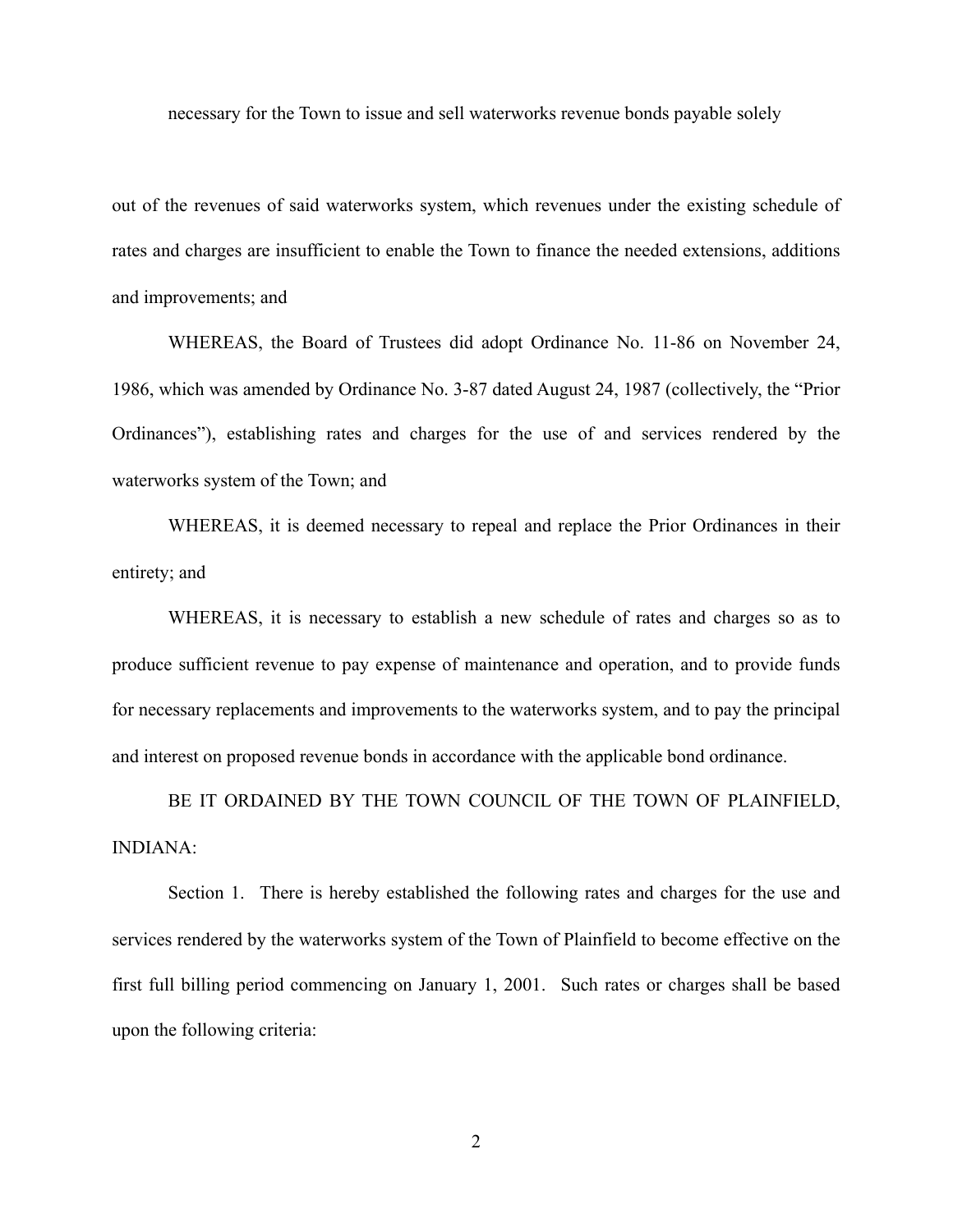necessary for the Town to issue and sell waterworks revenue bonds payable solely

out of the revenues of said waterworks system, which revenues under the existing schedule of rates and charges are insufficient to enable the Town to finance the needed extensions, additions and improvements; and

WHEREAS, the Board of Trustees did adopt Ordinance No. 11-86 on November 24, 1986, which was amended by Ordinance No. 3-87 dated August 24, 1987 (collectively, the "Prior Ordinances"), establishing rates and charges for the use of and services rendered by the waterworks system of the Town; and

WHEREAS, it is deemed necessary to repeal and replace the Prior Ordinances in their entirety; and

WHEREAS, it is necessary to establish a new schedule of rates and charges so as to produce sufficient revenue to pay expense of maintenance and operation, and to provide funds for necessary replacements and improvements to the waterworks system, and to pay the principal and interest on proposed revenue bonds in accordance with the applicable bond ordinance.

BE IT ORDAINED BY THE TOWN COUNCIL OF THE TOWN OF PLAINFIELD, INDIANA:

Section 1. There is hereby established the following rates and charges for the use and services rendered by the waterworks system of the Town of Plainfield to become effective on the first full billing period commencing on January 1, 2001. Such rates or charges shall be based upon the following criteria: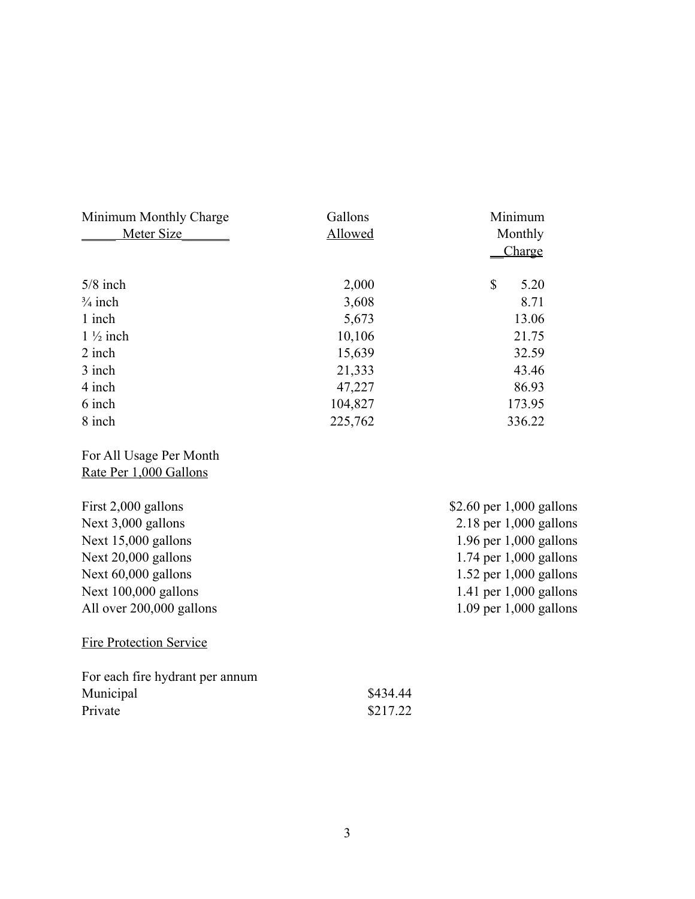| Minimum Monthly Charge<br>Meter Size | Gallons<br>Allowed | Minimum<br>Monthly<br>Charge |
|---|---|---|
| 5/8 inch | 2,000 | $ 5.20 |
| ¾ inch | 3,608 | 8.71 |
| 1 inch | 5,673 | 13.06 |
| 1 ½ inch | 10,106 | 21.75 |
| 2 inch | 15,639 | 32.59 |
| 3 inch | 21,333 | 43.46 |
| 4 inch | 47,227 | 86.93 |
| 6 inch | 104,827 | 173.95 |
| 8 inch | 225,762 | 336.22 |

For All Usage Per Month
Rate Per 1,000 Gallons

| | |
|---|---|
| First 2,000 gallons | $2.60 per 1,000 gallons |
| Next 3,000 gallons | 2.18 per 1,000 gallons |
| Next 15,000 gallons | 1.96 per 1,000 gallons |
| Next 20,000 gallons | 1.74 per 1,000 gallons |
| Next 60,000 gallons | 1.52 per 1,000 gallons |
| Next 100,000 gallons | 1.41 per 1,000 gallons |
| All over 200,000 gallons | 1.09 per 1,000 gallons |

Fire Protection Service

For each fire hydrant per annum

| | |
|---|---|
| Municipal | $434.44 |
| Private | $217.22 |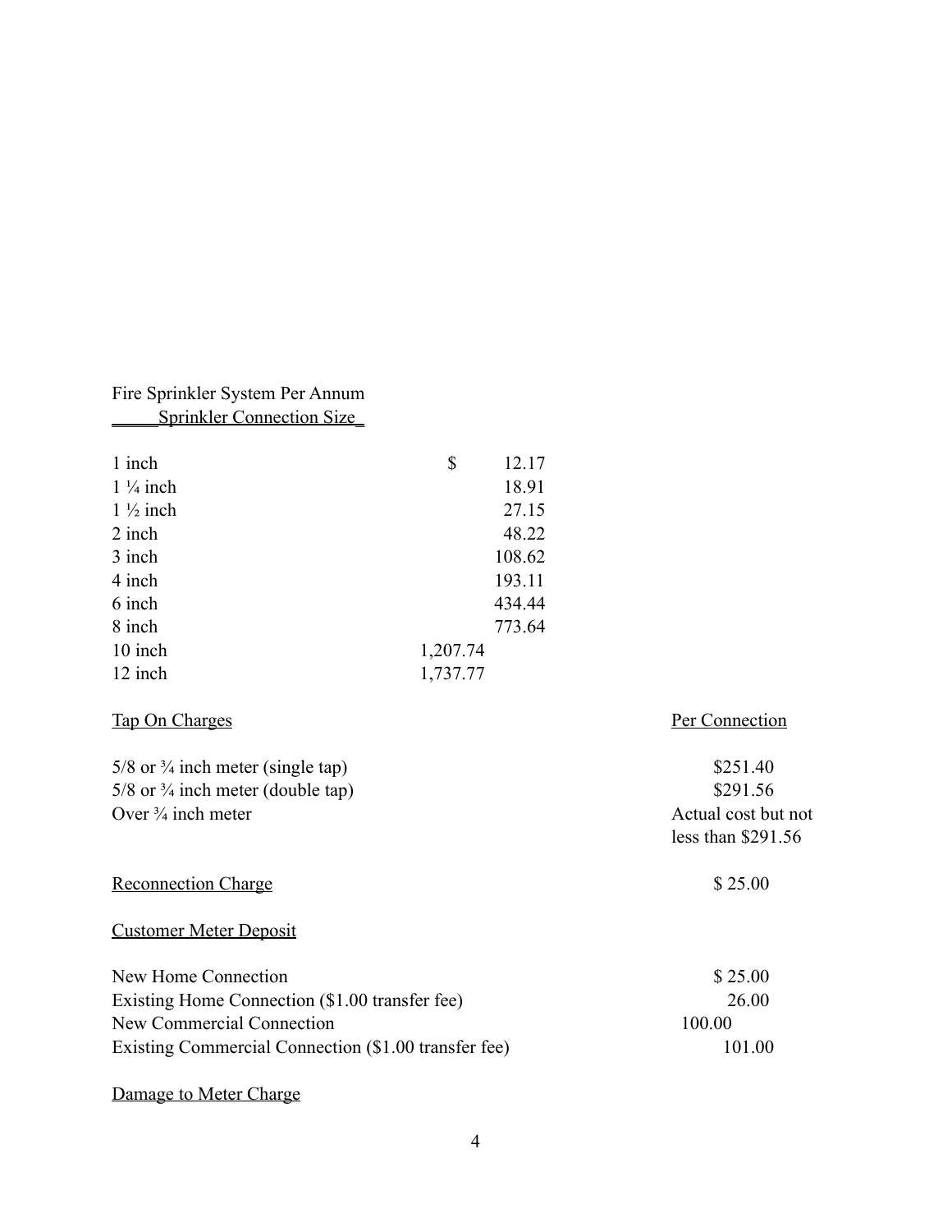Fire Sprinkler System Per Annum

| Sprinkler Connection Size | |
|---|---|
| 1 inch | $ 12.17 |
| 1 ¼ inch | 18.91 |
| 1 ½ inch | 27.15 |
| 2 inch | 48.22 |
| 3 inch | 108.62 |
| 4 inch | 193.11 |
| 6 inch | 434.44 |
| 8 inch | 773.64 |
| 10 inch | 1,207.74 |
| 12 inch | 1,737.77 |

| Tap On Charges | Per Connection |
|---|---|
| 5/8 or ¾ inch meter (single tap) | $251.40 |
| 5/8 or ¾ inch meter (double tap) | $291.56 |
| Over ¾ inch meter | Actual cost but not less than $291.56 |

Reconnection Charge $ 25.00

Customer Meter Deposit

| | |
|---|---|
| New Home Connection | $ 25.00 |
| Existing Home Connection ($1.00 transfer fee) | 26.00 |
| New Commercial Connection | 100.00 |
| Existing Commercial Connection ($1.00 transfer fee) | 101.00 |

Damage to Meter Charge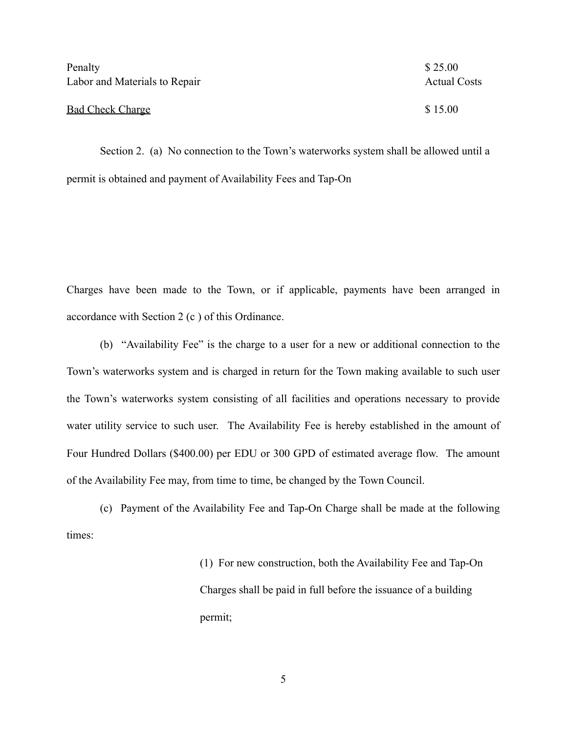| | |
|---|---|
| Penalty | $ 25.00 |
| Labor and Materials to Repair | Actual Costs |
| <u>Bad Check Charge</u> | $ 15.00 |

Section 2. (a) No connection to the Town's waterworks system shall be allowed until a permit is obtained and payment of Availability Fees and Tap-On Charges have been made to the Town, or if applicable, payments have been arranged in accordance with Section 2 (c ) of this Ordinance.

(b) "Availability Fee" is the charge to a user for a new or additional connection to the Town's waterworks system and is charged in return for the Town making available to such user the Town's waterworks system consisting of all facilities and operations necessary to provide water utility service to such user. The Availability Fee is hereby established in the amount of Four Hundred Dollars ($400.00) per EDU or 300 GPD of estimated average flow. The amount of the Availability Fee may, from time to time, be changed by the Town Council.

(c) Payment of the Availability Fee and Tap-On Charge shall be made at the following times:

(1) For new construction, both the Availability Fee and Tap-On Charges shall be paid in full before the issuance of a building permit;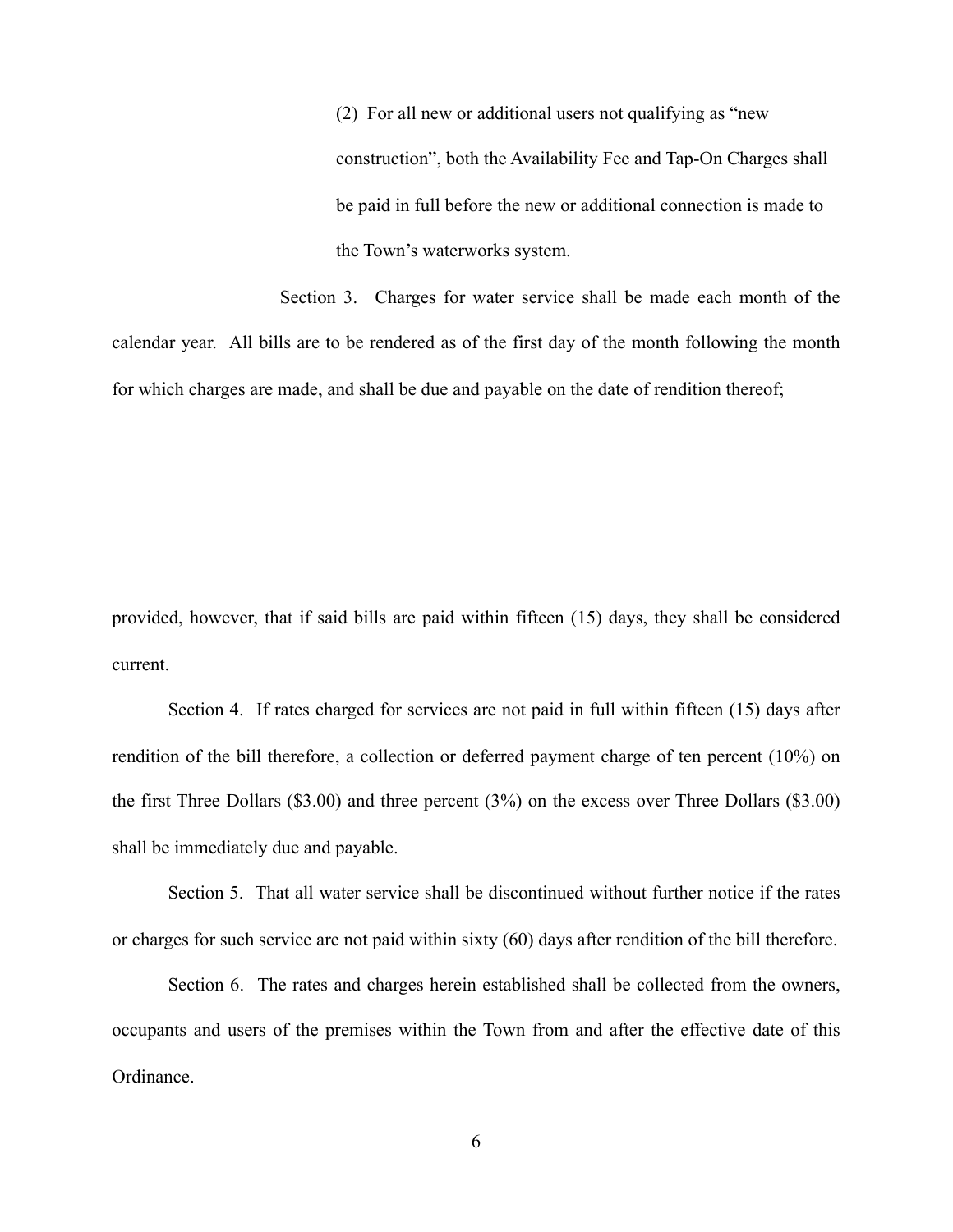(2) For all new or additional users not qualifying as "new construction", both the Availability Fee and Tap-On Charges shall be paid in full before the new or additional connection is made to the Town's waterworks system.

Section 3. Charges for water service shall be made each month of the calendar year. All bills are to be rendered as of the first day of the month following the month for which charges are made, and shall be due and payable on the date of rendition thereof;

provided, however, that if said bills are paid within fifteen (15) days, they shall be considered current.

Section 4. If rates charged for services are not paid in full within fifteen (15) days after rendition of the bill therefore, a collection or deferred payment charge of ten percent (10%) on the first Three Dollars ($3.00) and three percent (3%) on the excess over Three Dollars ($3.00) shall be immediately due and payable.

Section 5. That all water service shall be discontinued without further notice if the rates or charges for such service are not paid within sixty (60) days after rendition of the bill therefore.

Section 6. The rates and charges herein established shall be collected from the owners, occupants and users of the premises within the Town from and after the effective date of this Ordinance.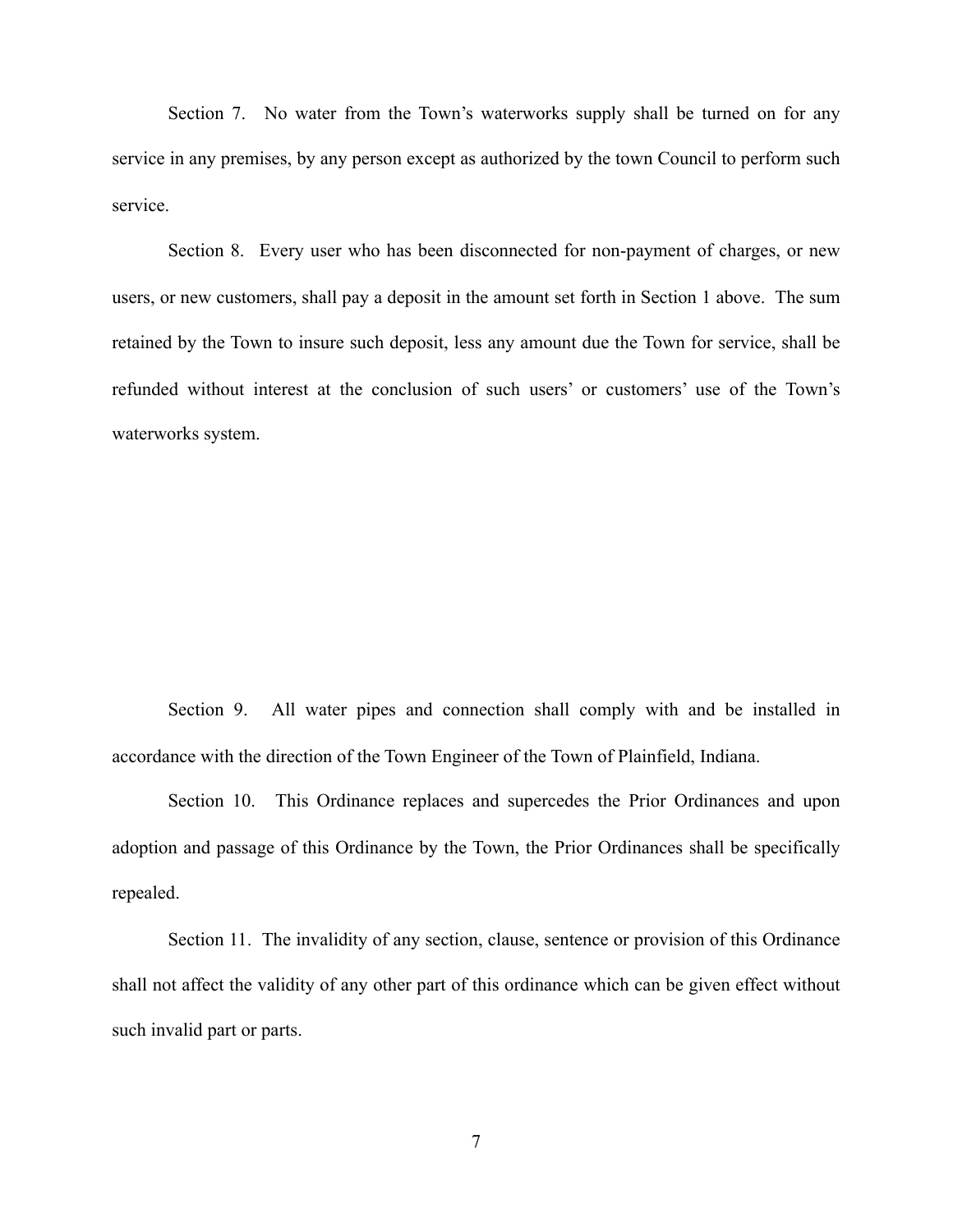Section 7. No water from the Town's waterworks supply shall be turned on for any service in any premises, by any person except as authorized by the town Council to perform such service.

Section 8. Every user who has been disconnected for non-payment of charges, or new users, or new customers, shall pay a deposit in the amount set forth in Section 1 above. The sum retained by the Town to insure such deposit, less any amount due the Town for service, shall be refunded without interest at the conclusion of such users' or customers' use of the Town's waterworks system.

Section 9. All water pipes and connection shall comply with and be installed in accordance with the direction of the Town Engineer of the Town of Plainfield, Indiana.

Section 10. This Ordinance replaces and supercedes the Prior Ordinances and upon adoption and passage of this Ordinance by the Town, the Prior Ordinances shall be specifically repealed.

Section 11. The invalidity of any section, clause, sentence or provision of this Ordinance shall not affect the validity of any other part of this ordinance which can be given effect without such invalid part or parts.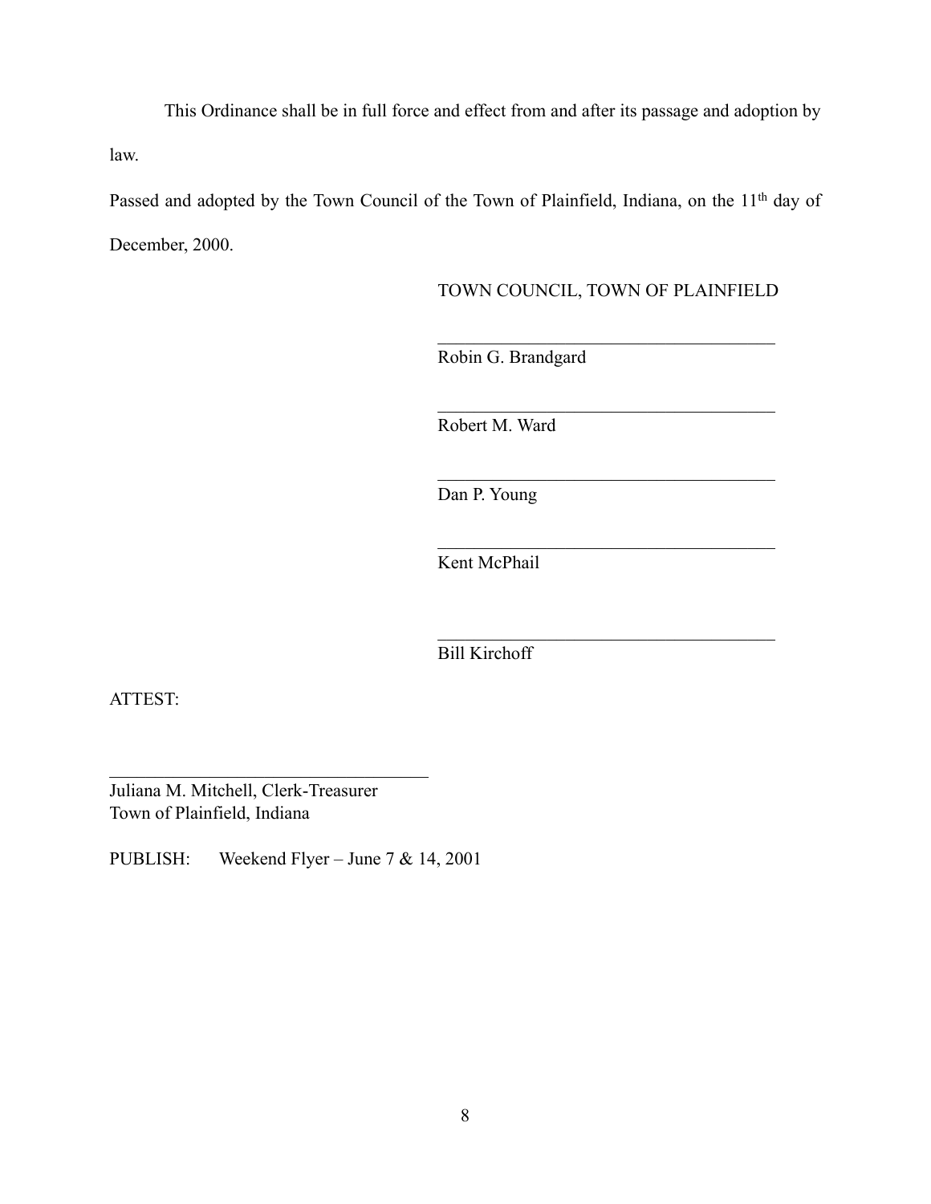This Ordinance shall be in full force and effect from and after its passage and adoption by law.

Passed and adopted by the Town Council of the Town of Plainfield, Indiana, on the 11th day of December, 2000.

TOWN COUNCIL, TOWN OF PLAINFIELD

\_\_\_\_\_\_\_\_\_\_\_\_\_\_\_\_\_\_\_\_\_\_\_\_\_\_\_\_\_\_\_\_\_\_\_\_\_\_
Robin G. Brandgard

\_\_\_\_\_\_\_\_\_\_\_\_\_\_\_\_\_\_\_\_\_\_\_\_\_\_\_\_\_\_\_\_\_\_\_\_\_\_
Robert M. Ward

\_\_\_\_\_\_\_\_\_\_\_\_\_\_\_\_\_\_\_\_\_\_\_\_\_\_\_\_\_\_\_\_\_\_\_\_\_\_
Dan P. Young

\_\_\_\_\_\_\_\_\_\_\_\_\_\_\_\_\_\_\_\_\_\_\_\_\_\_\_\_\_\_\_\_\_\_\_\_\_\_
Kent McPhail

\_\_\_\_\_\_\_\_\_\_\_\_\_\_\_\_\_\_\_\_\_\_\_\_\_\_\_\_\_\_\_\_\_\_\_\_\_\_
Bill Kirchoff

ATTEST:

\_\_\_\_\_\_\_\_\_\_\_\_\_\_\_\_\_\_\_\_\_\_\_\_\_\_\_\_\_\_\_\_\_\_\_\_\_\_
Juliana M. Mitchell, Clerk-Treasurer
Town of Plainfield, Indiana

PUBLISH: Weekend Flyer – June 7 & 14, 2001